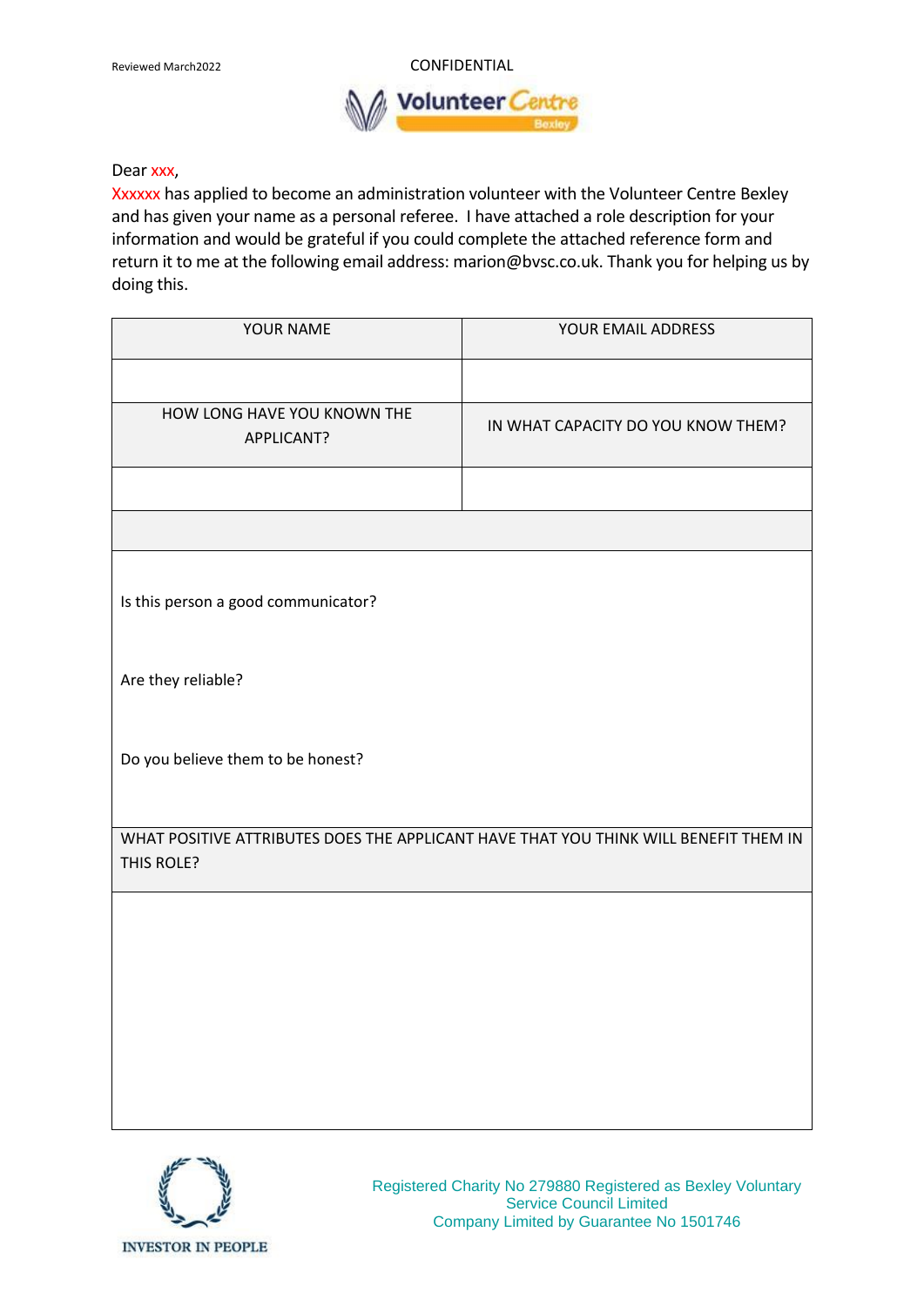Reviewed March2022

CONFIDENTIAL

Volunteer Centre Bexley

Dear xxx,

Xxxxxx has applied to become an administration volunteer with the Volunteer Centre Bexley and has given your name as a personal referee. I have attached a role description for your information and would be grateful if you could complete the attached reference form and return it to me at the following email address: marion@bvsc.co.uk. Thank you for helping us by doing this.

| YOUR NAME | YOUR EMAIL ADDRESS |
|---|---|
| | |
| HOW LONG HAVE YOU KNOWN THE APPLICANT? | IN WHAT CAPACITY DO YOU KNOW THEM? |
| | |

Is this person a good communicator?

Are they reliable?

Do you believe them to be honest?

| WHAT POSITIVE ATTRIBUTES DOES THE APPLICANT HAVE THAT YOU THINK WILL BENEFIT THEM IN THIS ROLE? |
|---|
| |

INVESTOR IN PEOPLE

Registered Charity No 279880 Registered as Bexley Voluntary Service Council Limited
Company Limited by Guarantee No 1501746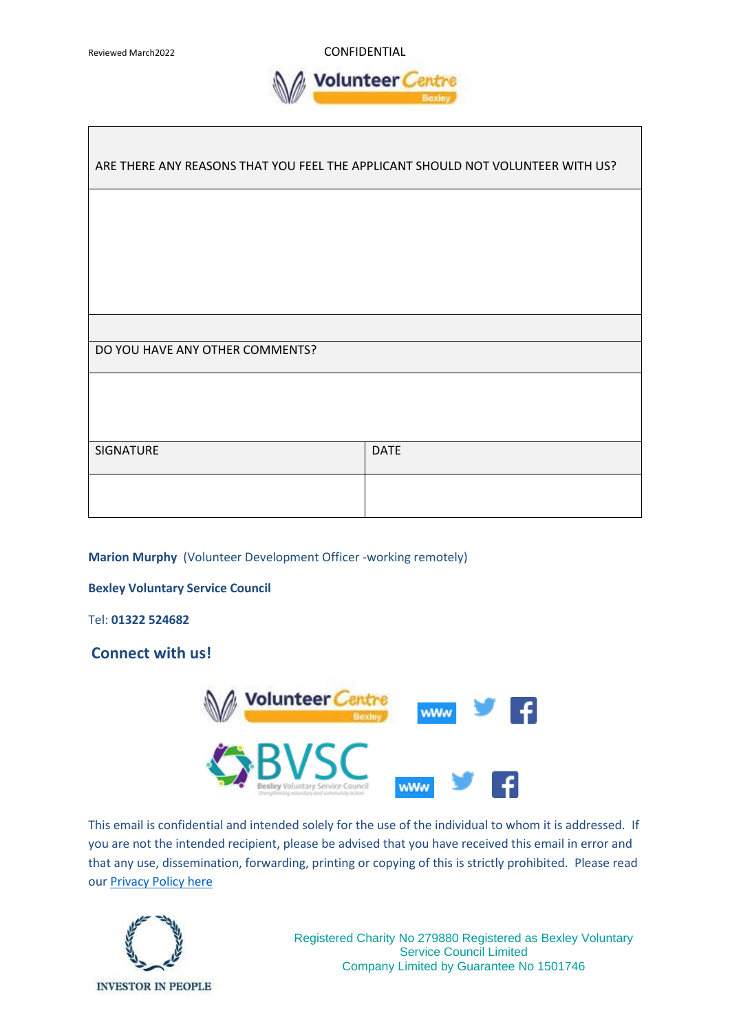Reviewed March2022

CONFIDENTIAL

| | |
|---|---|
| ARE THERE ANY REASONS THAT YOU FEEL THE APPLICANT SHOULD NOT VOLUNTEER WITH US? | |
| | |
| | |
| DO YOU HAVE ANY OTHER COMMENTS? | |
| | |
| SIGNATURE | DATE |
| | |

**Marion Murphy** (Volunteer Development Officer -working remotely)

**Bexley Voluntary Service Council**

Tel: **01322 524682**

## Connect with us!

This email is confidential and intended solely for the use of the individual to whom it is addressed. If you are not the intended recipient, please be advised that you have received this email in error and that any use, dissemination, forwarding, printing or copying of this is strictly prohibited. Please read our Privacy Policy here

INVESTOR IN PEOPLE

Registered Charity No 279880 Registered as Bexley Voluntary Service Council Limited
Company Limited by Guarantee No 1501746